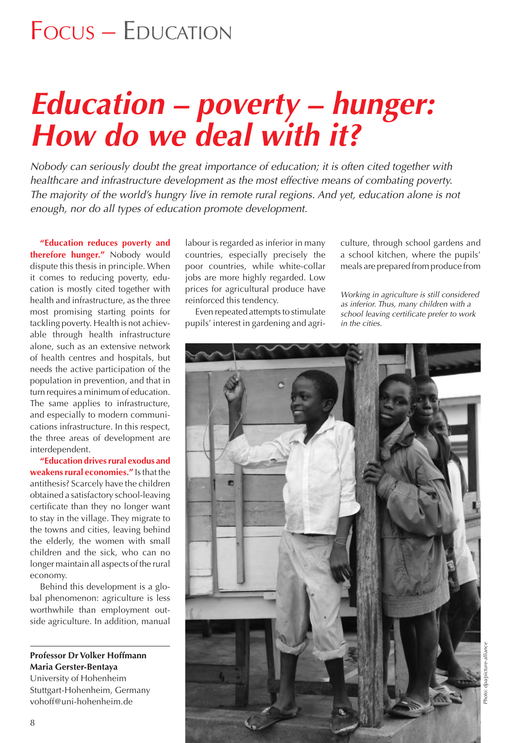# Focus – Education

# *Education – poverty – hunger: How do we deal with it?*

*Nobody can seriously doubt the great importance of education; it is often cited together with healthcare and infrastructure development as the most effective means of combating poverty. The majority of the world's hungry live in remote rural regions. And yet, education alone is not enough, nor do all types of education promote development.*

**"Education reduces poverty and therefore hunger."** Nobody would dispute this thesis in principle. When it comes to reducing poverty, education is mostly cited together with health and infrastructure, as the three most promising starting points for tackling poverty. Health is not achievable through health infrastructure alone, such as an extensive network of health centres and hospitals, but needs the active participation of the population in prevention, and that in turn requires a minimum of education. The same applies to infrastructure, and especially to modern communications infrastructure. In this respect, the three areas of development are interdependent.

**"Education drives rural exodus and weakens rural economies."** Is that the antithesis? Scarcely have the children obtained a satisfactory school-leaving certificate than they no longer want to stay in the village. They migrate to the towns and cities, leaving behind the elderly, the women with small children and the sick, who can no longer maintain all aspects of the rural economy.

Behind this development is a global phenomenon: agriculture is less worthwhile than employment outside agriculture. In addition, manual labour is regarded as inferior in many countries, especially precisely the poor countries, while white-collar jobs are more highly regarded. Low prices for agricultural produce have reinforced this tendency.

Even repeated attempts to stimulate pupils' interest in gardening and agriculture, through school gardens and a school kitchen, where the pupils' meals are prepared from produce from

*Working in agriculture is still considered as inferior. Thus, many children with a school leaving certificate prefer to work in the cities.*

Photo: dpa/picture-alliance

**Professor Dr Volker Hoffmann**
**Maria Gerster-Bentaya**
University of Hohenheim
Stuttgart-Hohenheim, Germany
vohoff@uni-hohenheim.de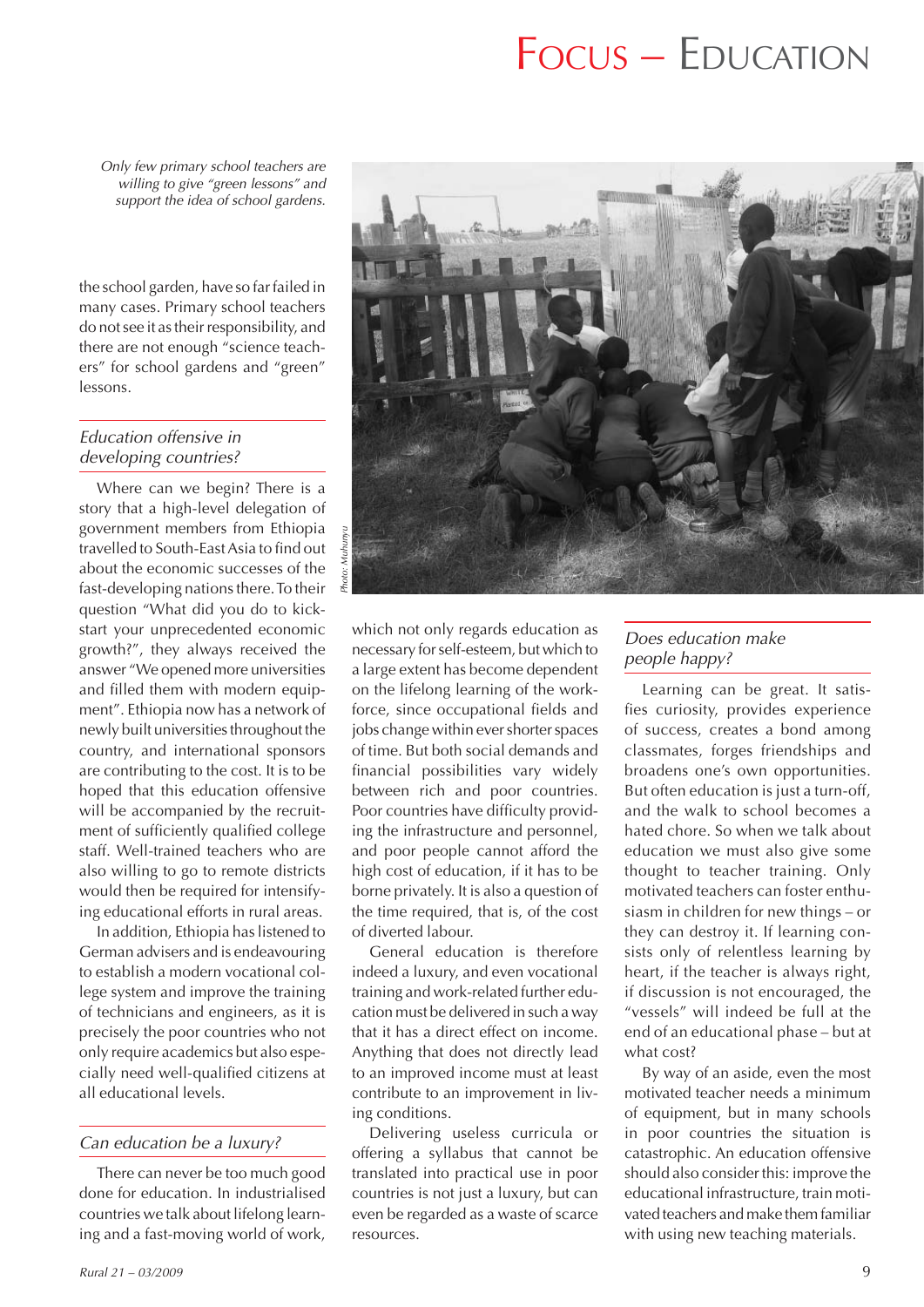*Only few primary school teachers are willing to give "green lessons" and support the idea of school gardens.*

Photo: Muhunyu

the school garden, have so far failed in many cases. Primary school teachers do not see it as their responsibility, and there are not enough "science teachers" for school gardens and "green" lessons.

## *Education offensive in developing countries?*

Where can we begin? There is a story that a high-level delegation of government members from Ethiopia travelled to South-East Asia to find out about the economic successes of the fast-developing nations there. To their question "What did you do to kick-start your unprecedented economic growth?", they always received the answer "We opened more universities and filled them with modern equipment". Ethiopia now has a network of newly built universities throughout the country, and international sponsors are contributing to the cost. It is to be hoped that this education offensive will be accompanied by the recruitment of sufficiently qualified college staff. Well-trained teachers who are also willing to go to remote districts would then be required for intensifying educational efforts in rural areas.

In addition, Ethiopia has listened to German advisers and is endeavouring to establish a modern vocational college system and improve the training of technicians and engineers, as it is precisely the poor countries who not only require academics but also especially need well-qualified citizens at all educational levels.

## *Can education be a luxury?*

There can never be too much good done for education. In industrialised countries we talk about lifelong learning and a fast-moving world of work, which not only regards education as necessary for self-esteem, but which to a large extent has become dependent on the lifelong learning of the workforce, since occupational fields and jobs change within ever shorter spaces of time. But both social demands and financial possibilities vary widely between rich and poor countries. Poor countries have difficulty providing the infrastructure and personnel, and poor people cannot afford the high cost of education, if it has to be borne privately. It is also a question of the time required, that is, of the cost of diverted labour.

General education is therefore indeed a luxury, and even vocational training and work-related further education must be delivered in such a way that it has a direct effect on income. Anything that does not directly lead to an improved income must at least contribute to an improvement in living conditions.

Delivering useless curricula or offering a syllabus that cannot be translated into practical use in poor countries is not just a luxury, but can even be regarded as a waste of scarce resources.

## *Does education make people happy?*

Learning can be great. It satisfies curiosity, provides experience of success, creates a bond among classmates, forges friendships and broadens one's own opportunities. But often education is just a turn-off, and the walk to school becomes a hated chore. So when we talk about education we must also give some thought to teacher training. Only motivated teachers can foster enthusiasm in children for new things – or they can destroy it. If learning consists only of relentless learning by heart, if the teacher is always right, if discussion is not encouraged, the "vessels" will indeed be full at the end of an educational phase – but at what cost?

By way of an aside, even the most motivated teacher needs a minimum of equipment, but in many schools in poor countries the situation is catastrophic. An education offensive should also consider this: improve the educational infrastructure, train motivated teachers and make them familiar with using new teaching materials.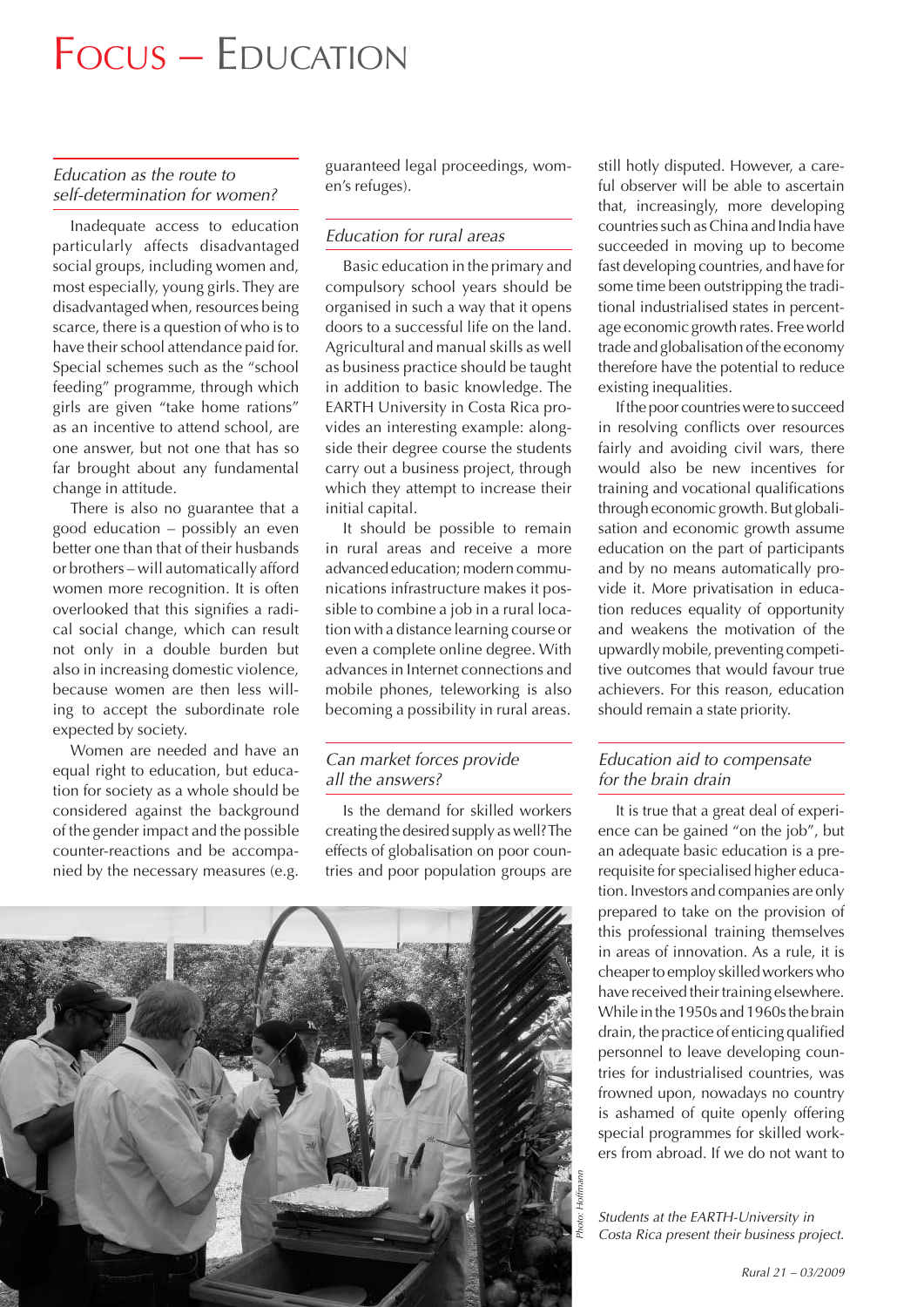# Focus – Education

### *Education as the route to self-determination for women?*

Inadequate access to education particularly affects disadvantaged social groups, including women and, most especially, young girls. They are disadvantaged when, resources being scarce, there is a question of who is to have their school attendance paid for. Special schemes such as the "school feeding" programme, through which girls are given "take home rations" as an incentive to attend school, are one answer, but not one that has so far brought about any fundamental change in attitude.

There is also no guarantee that a good education – possibly an even better one than that of their husbands or brothers – will automatically afford women more recognition. It is often overlooked that this signifies a radical social change, which can result not only in a double burden but also in increasing domestic violence, because women are then less willing to accept the subordinate role expected by society.

Women are needed and have an equal right to education, but education for society as a whole should be considered against the background of the gender impact and the possible counter-reactions and be accompanied by the necessary measures (e.g. guaranteed legal proceedings, women's refuges).

### *Education for rural areas*

Basic education in the primary and compulsory school years should be organised in such a way that it opens doors to a successful life on the land. Agricultural and manual skills as well as business practice should be taught in addition to basic knowledge. The EARTH University in Costa Rica provides an interesting example: alongside their degree course the students carry out a business project, through which they attempt to increase their initial capital.

It should be possible to remain in rural areas and receive a more advanced education; modern communications infrastructure makes it possible to combine a job in a rural location with a distance learning course or even a complete online degree. With advances in Internet connections and mobile phones, teleworking is also becoming a possibility in rural areas.

### *Can market forces provide all the answers?*

Is the demand for skilled workers creating the desired supply as well? The effects of globalisation on poor countries and poor population groups are still hotly disputed. However, a careful observer will be able to ascertain that, increasingly, more developing countries such as China and India have succeeded in moving up to become fast developing countries, and have for some time been outstripping the traditional industrialised states in percentage economic growth rates. Free world trade and globalisation of the economy therefore have the potential to reduce existing inequalities.

If the poor countries were to succeed in resolving conflicts over resources fairly and avoiding civil wars, there would also be new incentives for training and vocational qualifications through economic growth. But globalisation and economic growth assume education on the part of participants and by no means automatically provide it. More privatisation in education reduces equality of opportunity and weakens the motivation of the upwardly mobile, preventing competitive outcomes that would favour true achievers. For this reason, education should remain a state priority.

### *Education aid to compensate for the brain drain*

It is true that a great deal of experience can be gained "on the job", but an adequate basic education is a prerequisite for specialised higher education. Investors and companies are only prepared to take on the provision of this professional training themselves in areas of innovation. As a rule, it is cheaper to employ skilled workers who have received their training elsewhere. While in the 1950s and 1960s the brain drain, the practice of enticing qualified personnel to leave developing countries for industrialised countries, was frowned upon, nowadays no country is ashamed of quite openly offering special programmes for skilled workers from abroad. If we do not want to

*Photo: Hofmann*

*Students at the EARTH-University in Costa Rica present their business project.*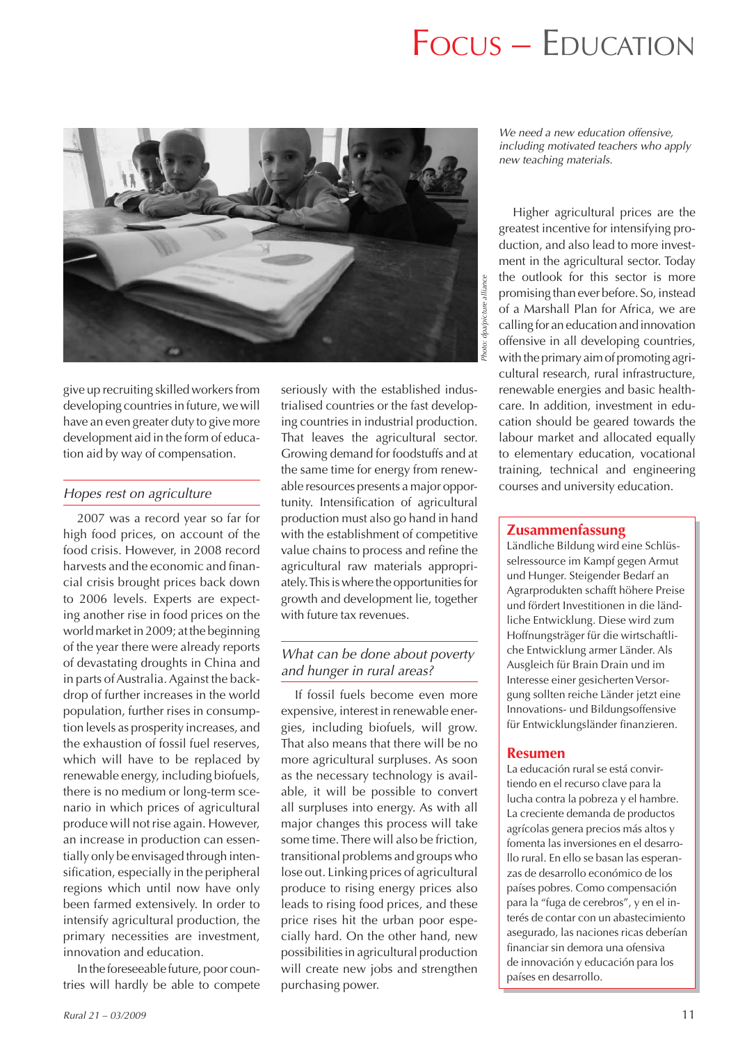give up recruiting skilled workers from developing countries in future, we will have an even greater duty to give more development aid in the form of education aid by way of compensation.

## Hopes rest on agriculture

2007 was a record year so far for high food prices, on account of the food crisis. However, in 2008 record harvests and the economic and financial crisis brought prices back down to 2006 levels. Experts are expecting another rise in food prices on the world market in 2009; at the beginning of the year there were already reports of devastating droughts in China and in parts of Australia. Against the backdrop of further increases in the world population, further rises in consumption levels as prosperity increases, and the exhaustion of fossil fuel reserves, which will have to be replaced by renewable energy, including biofuels, there is no medium or long-term scenario in which prices of agricultural produce will not rise again. However, an increase in production can essentially only be envisaged through intensification, especially in the peripheral regions which until now have only been farmed extensively. In order to intensify agricultural production, the primary necessities are investment, innovation and education.

In the foreseeable future, poor countries will hardly be able to compete seriously with the established industrialised countries or the fast developing countries in industrial production. That leaves the agricultural sector. Growing demand for foodstuffs and at the same time for energy from renewable resources presents a major opportunity. Intensification of agricultural production must also go hand in hand with the establishment of competitive value chains to process and refine the agricultural raw materials appropriately. This is where the opportunities for growth and development lie, together with future tax revenues.

## What can be done about poverty and hunger in rural areas?

If fossil fuels become even more expensive, interest in renewable energies, including biofuels, will grow. That also means that there will be no more agricultural surpluses. As soon as the necessary technology is available, it will be possible to convert all surpluses into energy. As with all major changes this process will take some time. There will also be friction, transitional problems and groups who lose out. Linking prices of agricultural produce to rising energy prices also leads to rising food prices, and these price rises hit the urban poor especially hard. On the other hand, new possibilities in agricultural production will create new jobs and strengthen purchasing power.

*We need a new education offensive, including motivated teachers who apply new teaching materials.*

*Photo: dpa/picture alliance*

Higher agricultural prices are the greatest incentive for intensifying production, and also lead to more investment in the agricultural sector. Today the outlook for this sector is more promising than ever before. So, instead of a Marshall Plan for Africa, we are calling for an education and innovation offensive in all developing countries, with the primary aim of promoting agricultural research, rural infrastructure, renewable energies and basic healthcare. In addition, investment in education should be geared towards the labour market and allocated equally to elementary education, vocational training, technical and engineering courses and university education.

**Zusammenfassung**

Ländliche Bildung wird eine Schlüsselressource im Kampf gegen Armut und Hunger. Steigender Bedarf an Agrarprodukten schafft höhere Preise und fördert Investitionen in die ländliche Entwicklung. Diese wird zum Hoffnungsträger für die wirtschaftliche Entwicklung armer Länder. Als Ausgleich für Brain Drain und im Interesse einer gesicherten Versorgung sollten reiche Länder jetzt eine Innovations- und Bildungsoffensive für Entwicklungsländer finanzieren.

**Resumen**

La educación rural se está convirtiendo en el recurso clave para la lucha contra la pobreza y el hambre. La creciente demanda de productos agrícolas genera precios más altos y fomenta las inversiones en el desarrollo rural. En ello se basan las esperanzas de desarrollo económico de los países pobres. Como compensación para la "fuga de cerebros", y en el interés de contar con un abastecimiento asegurado, las naciones ricas deberían financiar sin demora una ofensiva de innovación y educación para los países en desarrollo.